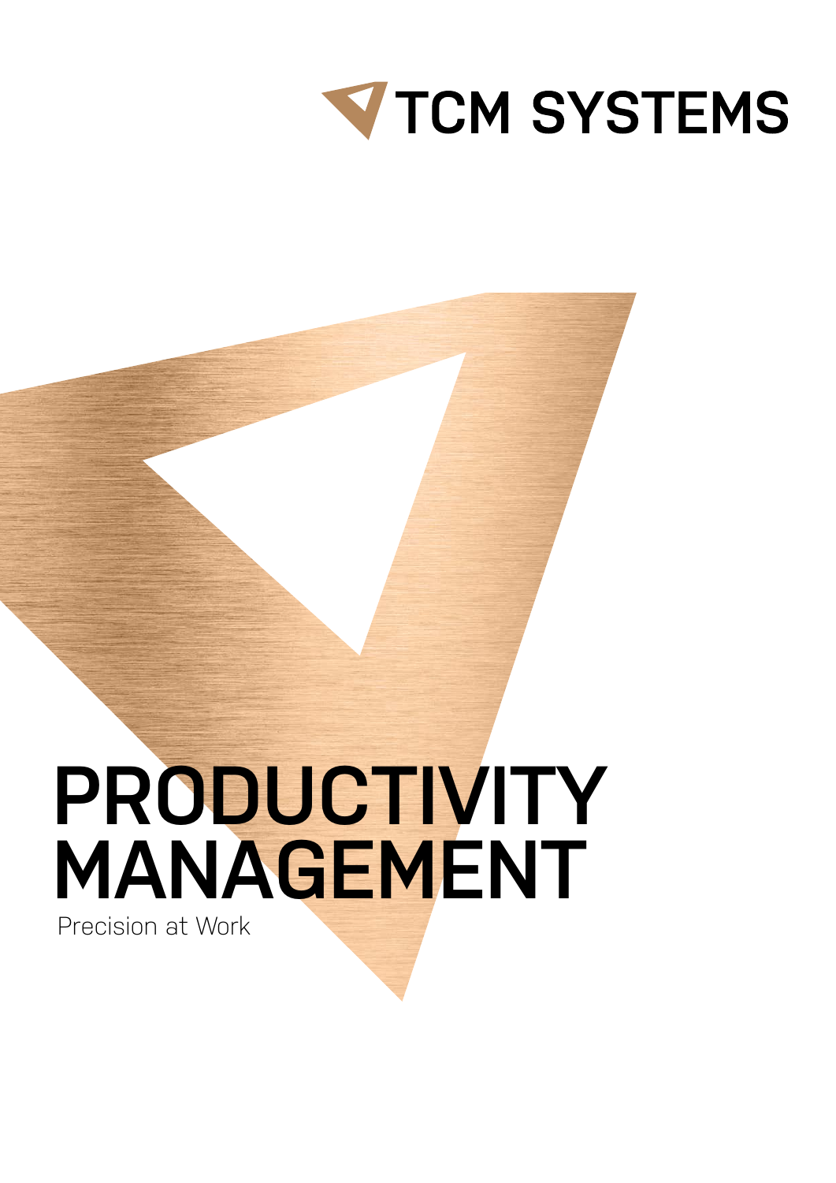TCM SYSTEMS

# PRODUCTIVITY MANAGEMENT

Precision at Work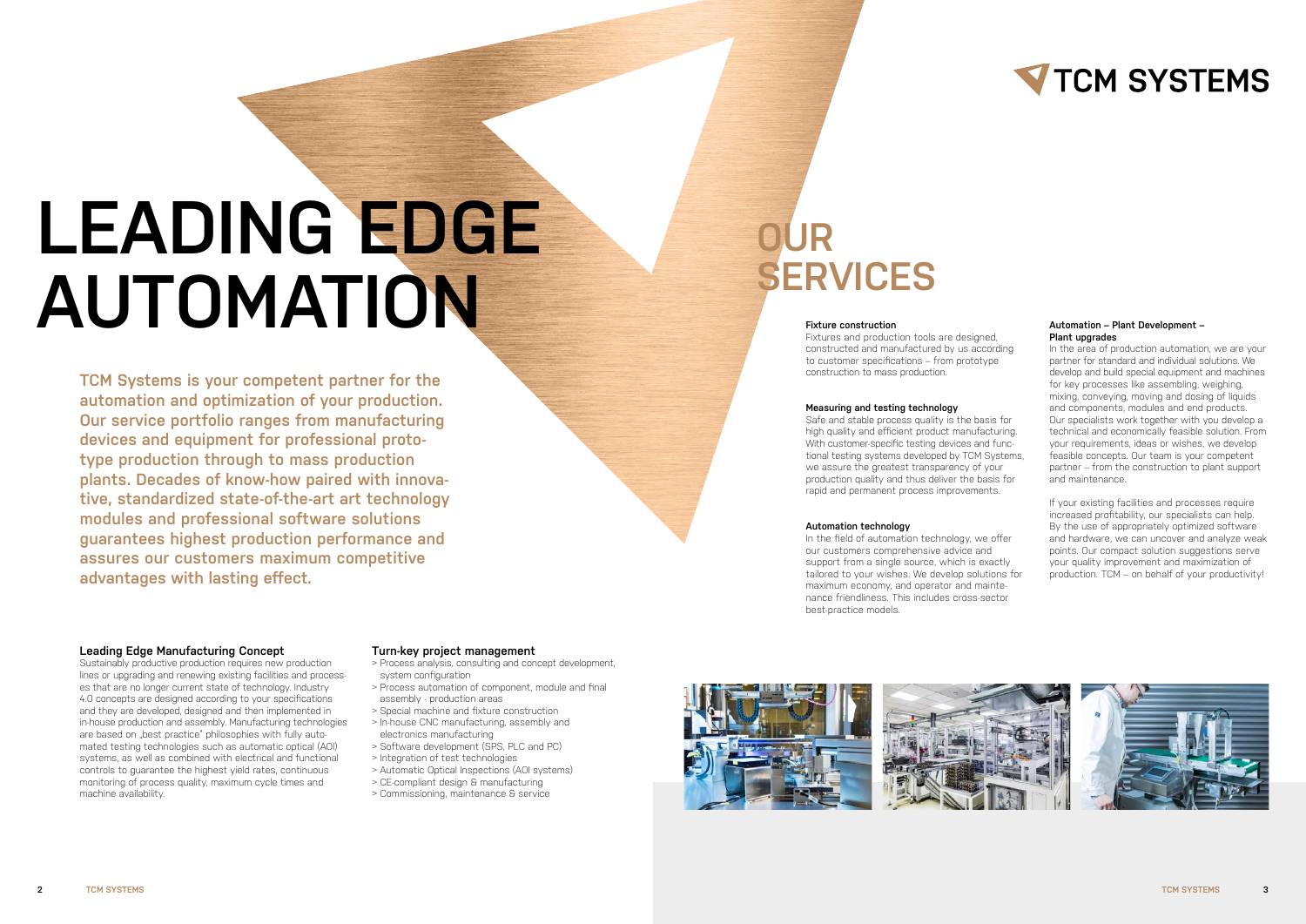# LEADING EDGE AUTOMATION

**TCM Systems is your competent partner for the automation and optimization of your production. Our service portfolio ranges from manufacturing devices and equipment for professional prototype production through to mass production plants. Decades of know-how paired with innovative, standardized state-of-the-art art technology modules and professional software solutions guarantees highest production performance and assures our customers maximum competitive advantages with lasting effect.**

### Leading Edge Manufacturing Concept

Sustainably productive production requires new production lines or upgrading and renewing existing facilities and processes that are no longer current state of technology. Industry 4.0 concepts are designed according to your specifications and they are developed, designed and then implemented in in-house production and assembly. Manufacturing technologies are based on „best practice" philosophies with fully automated testing technologies such as automatic optical (AOI) systems, as well as combined with electrical and functional controls to guarantee the highest yield rates, continuous monitoring of process quality, maximum cycle times and machine availability.

### Turn-key project management

- > Process analysis, consulting and concept development, system configuration
- > Process automation of component, module and final assembly - production areas
- > Special machine and fixture construction
- > In-house CNC manufacturing, assembly and electronics manufacturing
- > Software development (SPS, PLC and PC)
- > Integration of test technologies
- > Automatic Optical Inspections (AOI systems)
- > CE-compliant design & manufacturing
- > Commissioning, maintenance & service

# OUR SERVICES

**Fixture construction**

Fixtures and production tools are designed, constructed and manufactured by us according to customer specifications – from prototype construction to mass production.

**Measuring and testing technology**

Safe and stable process quality is the basis for high quality and efficient product manufacturing. With customer-specific testing devices and functional testing systems developed by TCM Systems, we assure the greatest transparency of your production quality and thus deliver the basis for rapid and permanent process improvements.

**Automation technology**

In the field of automation technology, we offer our customers comprehensive advice and support from a single source, which is exactly tailored to your wishes. We develop solutions for maximum economy, and operator and maintenance friendliness. This includes cross-sector best-practice models.

**Automation – Plant Development – Plant upgrades**

In the area of production automation, we are your partner for standard and individual solutions. We develop and build special equipment and machines for key processes like assembling, weighing, mixing, conveying, moving and dosing of liquids and components, modules and end products. Our specialists work together with you develop a technical and economically feasible solution. From your requirements, ideas or wishes, we develop feasible concepts. Our team is your competent partner – from the construction to plant support and maintenance.

If your existing facilities and processes require increased profitability, our specialists can help. By the use of appropriately optimized software and hardware, we can uncover and analyze weak points. Our compact solution suggestions serve your quality improvement and maximization of production. TCM – on behalf of your productivity!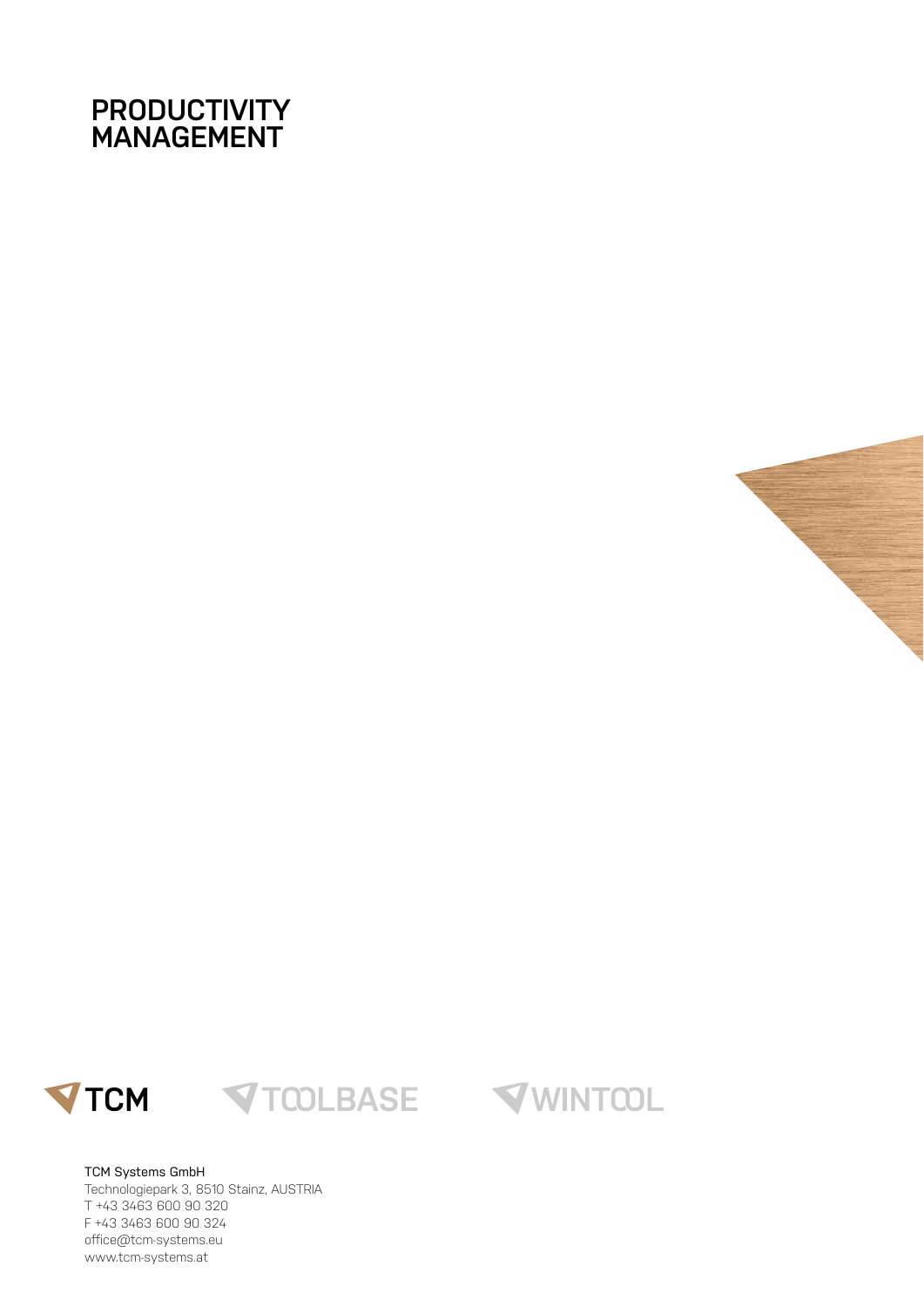# PRODUCTIVITY MANAGEMENT

TCM TOOLBASE WINTOOL

TCM Systems GmbH
Technologiepark 3, 8510 Stainz, AUSTRIA
T +43 3463 600 90 320
F +43 3463 600 90 324
office@tcm-systems.eu
www.tcm-systems.at